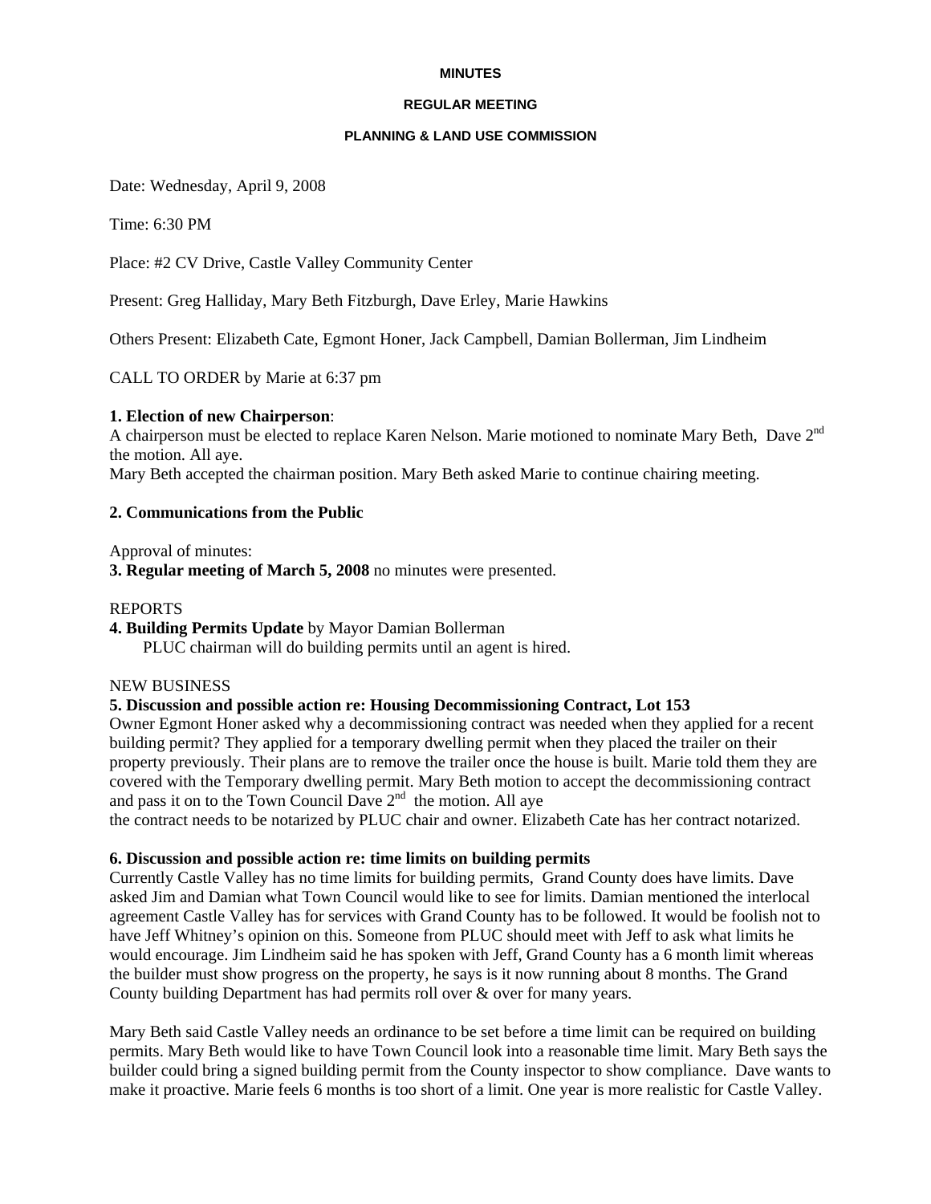**MINUTES**

**REGULAR MEETING**

**PLANNING & LAND USE COMMISSION**

Date: Wednesday, April 9, 2008

Time: 6:30 PM

Place: #2 CV Drive, Castle Valley Community Center

Present: Greg Halliday, Mary Beth Fitzburgh, Dave Erley, Marie Hawkins

Others Present: Elizabeth Cate, Egmont Honer, Jack Campbell, Damian Bollerman, Jim Lindheim

CALL TO ORDER by Marie at 6:37 pm

**1. Election of new Chairperson**:
A chairperson must be elected to replace Karen Nelson. Marie motioned to nominate Mary Beth, Dave 2nd the motion. All aye.
Mary Beth accepted the chairman position. Mary Beth asked Marie to continue chairing meeting.

**2. Communications from the Public**

Approval of minutes:
**3. Regular meeting of March 5, 2008** no minutes were presented.

REPORTS
**4. Building Permits Update** by Mayor Damian Bollerman
PLUC chairman will do building permits until an agent is hired.

NEW BUSINESS
**5. Discussion and possible action re: Housing Decommissioning Contract, Lot 153**
Owner Egmont Honer asked why a decommissioning contract was needed when they applied for a recent building permit? They applied for a temporary dwelling permit when they placed the trailer on their property previously. Their plans are to remove the trailer once the house is built. Marie told them they are covered with the Temporary dwelling permit. Mary Beth motion to accept the decommissioning contract and pass it on to the Town Council Dave 2nd the motion. All aye
the contract needs to be notarized by PLUC chair and owner. Elizabeth Cate has her contract notarized.

**6. Discussion and possible action re: time limits on building permits**
Currently Castle Valley has no time limits for building permits, Grand County does have limits. Dave asked Jim and Damian what Town Council would like to see for limits. Damian mentioned the interlocal agreement Castle Valley has for services with Grand County has to be followed. It would be foolish not to have Jeff Whitney's opinion on this. Someone from PLUC should meet with Jeff to ask what limits he would encourage. Jim Lindheim said he has spoken with Jeff, Grand County has a 6 month limit whereas the builder must show progress on the property, he says is it now running about 8 months. The Grand County building Department has had permits roll over & over for many years.

Mary Beth said Castle Valley needs an ordinance to be set before a time limit can be required on building permits. Mary Beth would like to have Town Council look into a reasonable time limit. Mary Beth says the builder could bring a signed building permit from the County inspector to show compliance. Dave wants to make it proactive. Marie feels 6 months is too short of a limit. One year is more realistic for Castle Valley.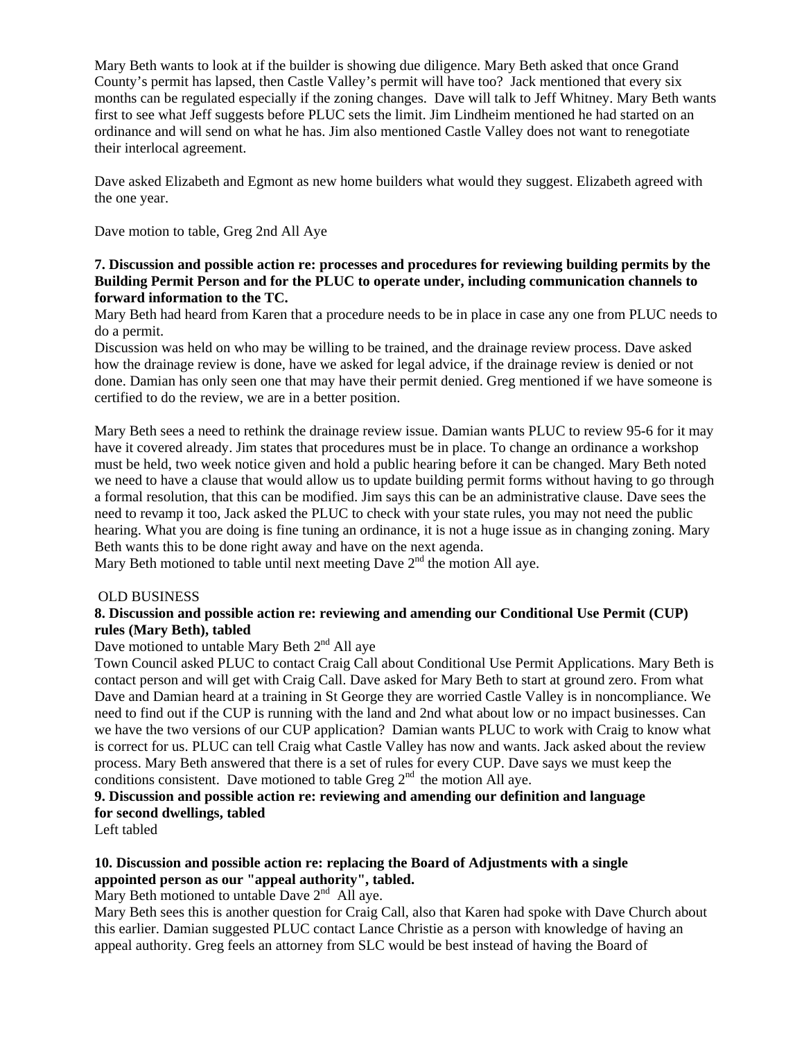Mary Beth wants to look at if the builder is showing due diligence. Mary Beth asked that once Grand County's permit has lapsed, then Castle Valley's permit will have too? Jack mentioned that every six months can be regulated especially if the zoning changes. Dave will talk to Jeff Whitney. Mary Beth wants first to see what Jeff suggests before PLUC sets the limit. Jim Lindheim mentioned he had started on an ordinance and will send on what he has. Jim also mentioned Castle Valley does not want to renegotiate their interlocal agreement.

Dave asked Elizabeth and Egmont as new home builders what would they suggest. Elizabeth agreed with the one year.

Dave motion to table, Greg 2nd All Aye

**7. Discussion and possible action re: processes and procedures for reviewing building permits by the Building Permit Person and for the PLUC to operate under, including communication channels to forward information to the TC.**

Mary Beth had heard from Karen that a procedure needs to be in place in case any one from PLUC needs to do a permit.

Discussion was held on who may be willing to be trained, and the drainage review process. Dave asked how the drainage review is done, have we asked for legal advice, if the drainage review is denied or not done. Damian has only seen one that may have their permit denied. Greg mentioned if we have someone is certified to do the review, we are in a better position.

Mary Beth sees a need to rethink the drainage review issue. Damian wants PLUC to review 95-6 for it may have it covered already. Jim states that procedures must be in place. To change an ordinance a workshop must be held, two week notice given and hold a public hearing before it can be changed. Mary Beth noted we need to have a clause that would allow us to update building permit forms without having to go through a formal resolution, that this can be modified. Jim says this can be an administrative clause. Dave sees the need to revamp it too, Jack asked the PLUC to check with your state rules, you may not need the public hearing. What you are doing is fine tuning an ordinance, it is not a huge issue as in changing zoning. Mary Beth wants this to be done right away and have on the next agenda.

Mary Beth motioned to table until next meeting Dave 2nd the motion All aye.

OLD BUSINESS

**8. Discussion and possible action re: reviewing and amending our Conditional Use Permit (CUP) rules (Mary Beth), tabled**

Dave motioned to untable Mary Beth 2nd All aye

Town Council asked PLUC to contact Craig Call about Conditional Use Permit Applications. Mary Beth is contact person and will get with Craig Call. Dave asked for Mary Beth to start at ground zero. From what Dave and Damian heard at a training in St George they are worried Castle Valley is in noncompliance. We need to find out if the CUP is running with the land and 2nd what about low or no impact businesses. Can we have the two versions of our CUP application? Damian wants PLUC to work with Craig to know what is correct for us. PLUC can tell Craig what Castle Valley has now and wants. Jack asked about the review process. Mary Beth answered that there is a set of rules for every CUP. Dave says we must keep the conditions consistent. Dave motioned to table Greg 2nd the motion All aye.

**9. Discussion and possible action re: reviewing and amending our definition and language for second dwellings, tabled**

Left tabled

**10. Discussion and possible action re: replacing the Board of Adjustments with a single appointed person as our "appeal authority", tabled.**

Mary Beth motioned to untable Dave 2nd All aye.

Mary Beth sees this is another question for Craig Call, also that Karen had spoke with Dave Church about this earlier. Damian suggested PLUC contact Lance Christie as a person with knowledge of having an appeal authority. Greg feels an attorney from SLC would be best instead of having the Board of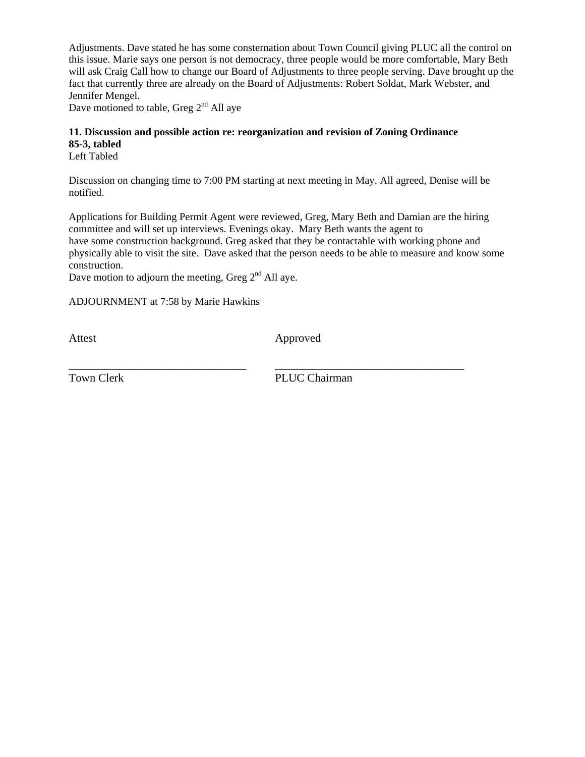Adjustments. Dave stated he has some consternation about Town Council giving PLUC all the control on this issue. Marie says one person is not democracy, three people would be more comfortable, Mary Beth will ask Craig Call how to change our Board of Adjustments to three people serving. Dave brought up the fact that currently three are already on the Board of Adjustments: Robert Soldat, Mark Webster, and Jennifer Mengel.
Dave motioned to table, Greg 2nd All aye

**11. Discussion and possible action re: reorganization and revision of Zoning Ordinance 85-3, tabled**
Left Tabled

Discussion on changing time to 7:00 PM starting at next meeting in May. All agreed, Denise will be notified.

Applications for Building Permit Agent were reviewed, Greg, Mary Beth and Damian are the hiring committee and will set up interviews. Evenings okay. Mary Beth wants the agent to have some construction background. Greg asked that they be contactable with working phone and physically able to visit the site. Dave asked that the person needs to be able to measure and know some construction.
Dave motion to adjourn the meeting, Greg 2nd All aye.

ADJOURNMENT at 7:58 by Marie Hawkins

| | |
|---|---|
| Attest | Approved |
| _______________________________ | _________________________________ |
| Town Clerk | PLUC Chairman |